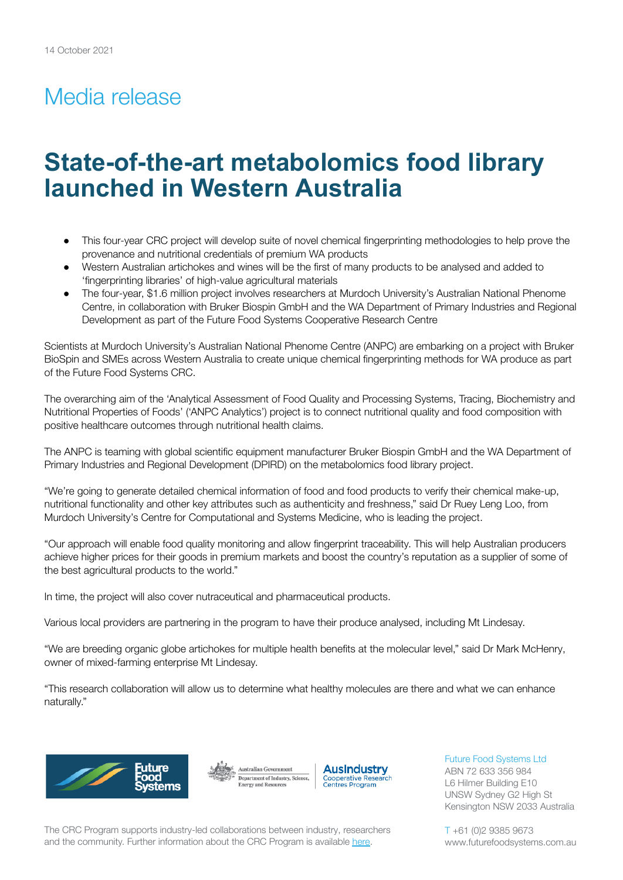14 October 2021

# Media release

# State-of-the-art metabolomics food library launched in Western Australia

- This four-year CRC project will develop suite of novel chemical fingerprinting methodologies to help prove the provenance and nutritional credentials of premium WA products
- Western Australian artichokes and wines will be the first of many products to be analysed and added to 'fingerprinting libraries' of high-value agricultural materials
- The four-year, $1.6 million project involves researchers at Murdoch University's Australian National Phenome Centre, in collaboration with Bruker Biospin GmbH and the WA Department of Primary Industries and Regional Development as part of the Future Food Systems Cooperative Research Centre

Scientists at Murdoch University's Australian National Phenome Centre (ANPC) are embarking on a project with Bruker BioSpin and SMEs across Western Australia to create unique chemical fingerprinting methods for WA produce as part of the Future Food Systems CRC.

The overarching aim of the 'Analytical Assessment of Food Quality and Processing Systems, Tracing, Biochemistry and Nutritional Properties of Foods' ('ANPC Analytics') project is to connect nutritional quality and food composition with positive healthcare outcomes through nutritional health claims.

The ANPC is teaming with global scientific equipment manufacturer Bruker Biospin GmbH and the WA Department of Primary Industries and Regional Development (DPIRD) on the metabolomics food library project.

"We're going to generate detailed chemical information of food and food products to verify their chemical make-up, nutritional functionality and other key attributes such as authenticity and freshness," said Dr Ruey Leng Loo, from Murdoch University's Centre for Computational and Systems Medicine, who is leading the project.

"Our approach will enable food quality monitoring and allow fingerprint traceability. This will help Australian producers achieve higher prices for their goods in premium markets and boost the country's reputation as a supplier of some of the best agricultural products to the world."

In time, the project will also cover nutraceutical and pharmaceutical products.

Various local providers are partnering in the program to have their produce analysed, including Mt Lindesay.

"We are breeding organic globe artichokes for multiple health benefits at the molecular level," said Dr Mark McHenry, owner of mixed-farming enterprise Mt Lindesay.

"This research collaboration will allow us to determine what healthy molecules are there and what we can enhance naturally."

Future Food Systems Ltd
ABN 72 633 356 984
L6 Hilmer Building E10
UNSW Sydney G2 High St
Kensington NSW 2033 Australia

T +61 (0)2 9385 9673
www.futurefoodsystems.com.au

The CRC Program supports industry-led collaborations between industry, researchers and the community. Further information about the CRC Program is available here.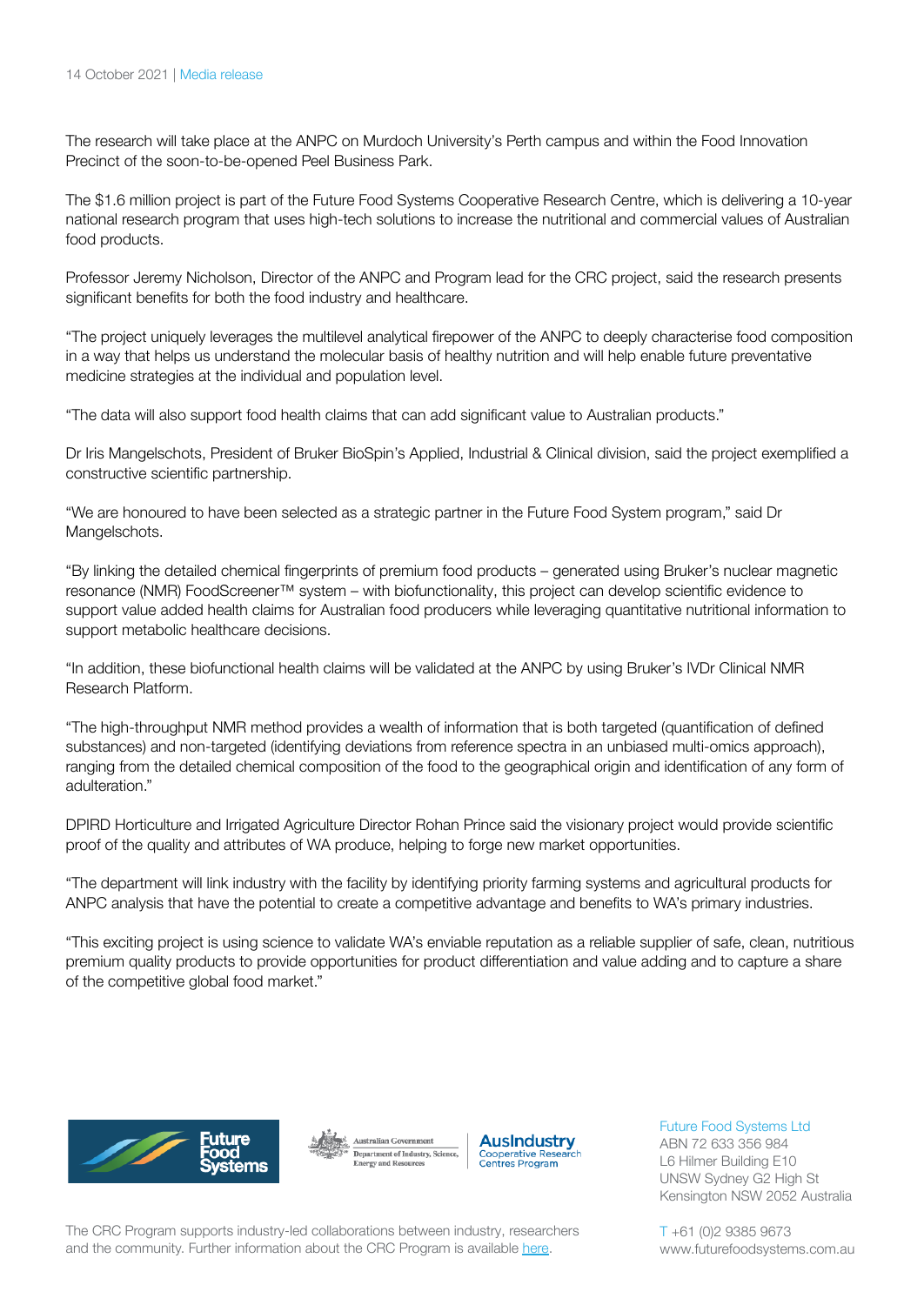The research will take place at the ANPC on Murdoch University's Perth campus and within the Food Innovation Precinct of the soon-to-be-opened Peel Business Park.

The $1.6 million project is part of the Future Food Systems Cooperative Research Centre, which is delivering a 10-year national research program that uses high-tech solutions to increase the nutritional and commercial values of Australian food products.

Professor Jeremy Nicholson, Director of the ANPC and Program lead for the CRC project, said the research presents significant benefits for both the food industry and healthcare.

"The project uniquely leverages the multilevel analytical firepower of the ANPC to deeply characterise food composition in a way that helps us understand the molecular basis of healthy nutrition and will help enable future preventative medicine strategies at the individual and population level.

"The data will also support food health claims that can add significant value to Australian products."

Dr Iris Mangelschots, President of Bruker BioSpin's Applied, Industrial & Clinical division, said the project exemplified a constructive scientific partnership.

"We are honoured to have been selected as a strategic partner in the Future Food System program," said Dr Mangelschots.

"By linking the detailed chemical fingerprints of premium food products – generated using Bruker's nuclear magnetic resonance (NMR) FoodScreener™ system – with biofunctionality, this project can develop scientific evidence to support value added health claims for Australian food producers while leveraging quantitative nutritional information to support metabolic healthcare decisions.

"In addition, these biofunctional health claims will be validated at the ANPC by using Bruker's IVDr Clinical NMR Research Platform.

"The high-throughput NMR method provides a wealth of information that is both targeted (quantification of defined substances) and non-targeted (identifying deviations from reference spectra in an unbiased multi-omics approach), ranging from the detailed chemical composition of the food to the geographical origin and identification of any form of adulteration."

DPIRD Horticulture and Irrigated Agriculture Director Rohan Prince said the visionary project would provide scientific proof of the quality and attributes of WA produce, helping to forge new market opportunities.

"The department will link industry with the facility by identifying priority farming systems and agricultural products for ANPC analysis that have the potential to create a competitive advantage and benefits to WA's primary industries.

"This exciting project is using science to validate WA's enviable reputation as a reliable supplier of safe, clean, nutritious premium quality products to provide opportunities for product differentiation and value adding and to capture a share of the competitive global food market."

Future Food Systems Ltd
ABN 72 633 356 984
L6 Hilmer Building E10
UNSW Sydney G2 High St
Kensington NSW 2052 Australia

T +61 (0)2 9385 9673
www.futurefoodsystems.com.au

The CRC Program supports industry-led collaborations between industry, researchers and the community. Further information about the CRC Program is available here.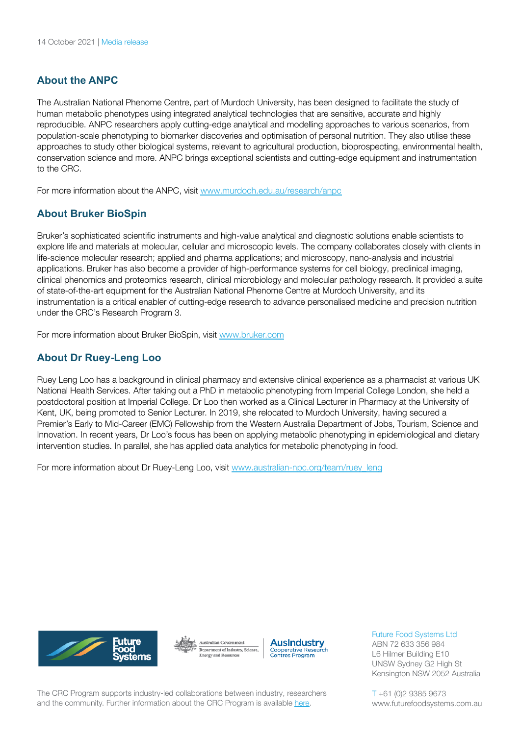14 October 2021 | Media release

## About the ANPC

The Australian National Phenome Centre, part of Murdoch University, has been designed to facilitate the study of human metabolic phenotypes using integrated analytical technologies that are sensitive, accurate and highly reproducible. ANPC researchers apply cutting-edge analytical and modelling approaches to various scenarios, from population-scale phenotyping to biomarker discoveries and optimisation of personal nutrition. They also utilise these approaches to study other biological systems, relevant to agricultural production, bioprospecting, environmental health, conservation science and more. ANPC brings exceptional scientists and cutting-edge equipment and instrumentation to the CRC.

For more information about the ANPC, visit [www.murdoch.edu.au/research/anpc](www.murdoch.edu.au/research/anpc)

## About Bruker BioSpin

Bruker's sophisticated scientific instruments and high-value analytical and diagnostic solutions enable scientists to explore life and materials at molecular, cellular and microscopic levels. The company collaborates closely with clients in life-science molecular research; applied and pharma applications; and microscopy, nano-analysis and industrial applications. Bruker has also become a provider of high-performance systems for cell biology, preclinical imaging, clinical phenomics and proteomics research, clinical microbiology and molecular pathology research. It provided a suite of state-of-the-art equipment for the Australian National Phenome Centre at Murdoch University, and its instrumentation is a critical enabler of cutting-edge research to advance personalised medicine and precision nutrition under the CRC's Research Program 3.

For more information about Bruker BioSpin, visit [www.bruker.com](www.bruker.com)

## About Dr Ruey-Leng Loo

Ruey Leng Loo has a background in clinical pharmacy and extensive clinical experience as a pharmacist at various UK National Health Services. After taking out a PhD in metabolic phenotyping from Imperial College London, she held a postdoctoral position at Imperial College. Dr Loo then worked as a Clinical Lecturer in Pharmacy at the University of Kent, UK, being promoted to Senior Lecturer. In 2019, she relocated to Murdoch University, having secured a Premier's Early to Mid-Career (EMC) Fellowship from the Western Australia Department of Jobs, Tourism, Science and Innovation. In recent years, Dr Loo's focus has been on applying metabolic phenotyping in epidemiological and dietary intervention studies. In parallel, she has applied data analytics for metabolic phenotyping in food.

For more information about Dr Ruey-Leng Loo, visit [www.australian-npc.org/team/ruey_leng](www.australian-npc.org/team/ruey_leng)

Future Food Systems Ltd
ABN 72 633 356 984
L6 Hilmer Building E10
UNSW Sydney G2 High St
Kensington NSW 2052 Australia

T +61 (0)2 9385 9673
www.futurefoodsystems.com.au

The CRC Program supports industry-led collaborations between industry, researchers and the community. Further information about the CRC Program is available here.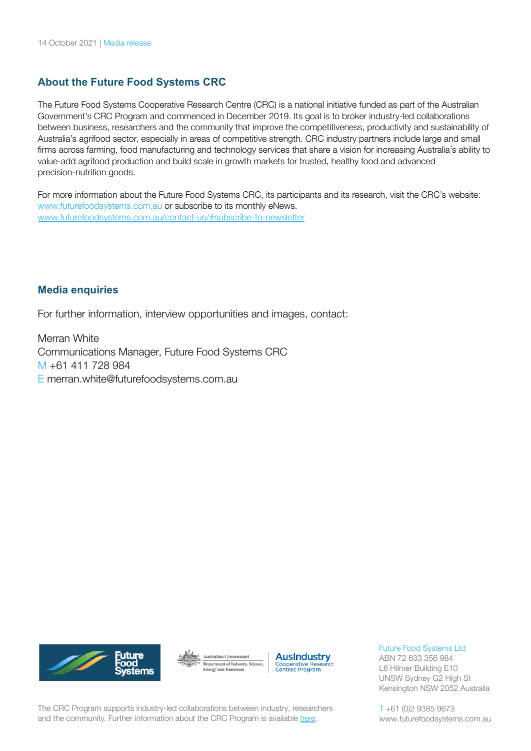## About the Future Food Systems CRC

The Future Food Systems Cooperative Research Centre (CRC) is a national initiative funded as part of the Australian Government's CRC Program and commenced in December 2019. Its goal is to broker industry-led collaborations between business, researchers and the community that improve the competitiveness, productivity and sustainability of Australia's agrifood sector, especially in areas of competitive strength. CRC industry partners include large and small firms across farming, food manufacturing and technology services that share a vision for increasing Australia's ability to value-add agrifood production and build scale in growth markets for trusted, healthy food and advanced precision-nutrition goods.

For more information about the Future Food Systems CRC, its participants and its research, visit the CRC's website: www.futurefoodsystems.com.au or subscribe to its monthly eNews. www.futurefoodsystems.com.au/contact-us/#subscribe-to-newsletter

## Media enquiries

For further information, interview opportunities and images, contact:

Merran White
Communications Manager, Future Food Systems CRC
M +61 411 728 984
E merran.white@futurefoodsystems.com.au

Future Food Systems Ltd
ABN 72 633 356 984
L6 Hilmer Building E10
UNSW Sydney G2 High St
Kensington NSW 2052 Australia

T +61 (0)2 9385 9673
www.futurefoodsystems.com.au

The CRC Program supports industry-led collaborations between industry, researchers and the community. Further information about the CRC Program is available here.